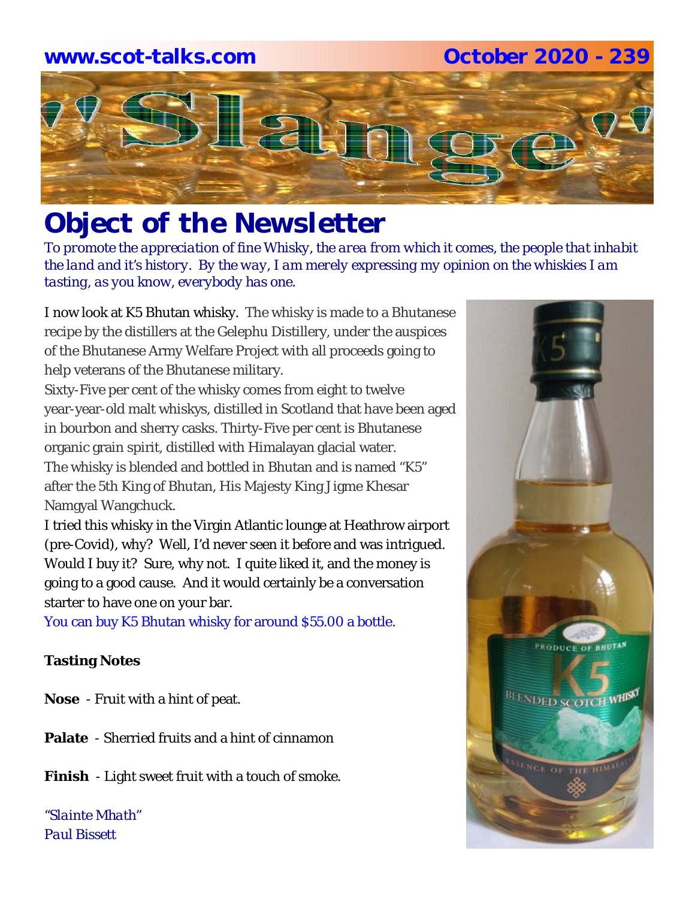**www.scot-talks.com** **October 2020 - 239**

# "Slange"

## Object of the Newsletter

*To promote the appreciation of fine Whisky, the area from which it comes, the people that inhabit the land and it's history. By the way, I am merely expressing my opinion on the whiskies I am tasting, as you know, everybody has one.*

I now look at K5 Bhutan whisky. The whisky is made to a Bhutanese recipe by the distillers at the Gelephu Distillery, under the auspices of the Bhutanese Army Welfare Project with all proceeds going to help veterans of the Bhutanese military.

Sixty-Five per cent of the whisky comes from eight to twelve year-year-old malt whiskys, distilled in Scotland that have been aged in bourbon and sherry casks. Thirty-Five per cent is Bhutanese organic grain spirit, distilled with Himalayan glacial water.

The whisky is blended and bottled in Bhutan and is named "K5" after the 5th King of Bhutan, His Majesty King Jigme Khesar Namgyal Wangchuck.

I tried this whisky in the Virgin Atlantic lounge at Heathrow airport (pre-Covid), why? Well, I'd never seen it before and was intrigued. Would I buy it? Sure, why not. I quite liked it, and the money is going to a good cause. And it would certainly be a conversation starter to have one on your bar.

You can buy K5 Bhutan whisky for around $55.00 a bottle.

**Tasting Notes**

**Nose** - Fruit with a hint of peat.

**Palate** - Sherried fruits and a hint of cinnamon

**Finish** - Light sweet fruit with a touch of smoke.

*"Slainte Mhath"*
*Paul Bissett*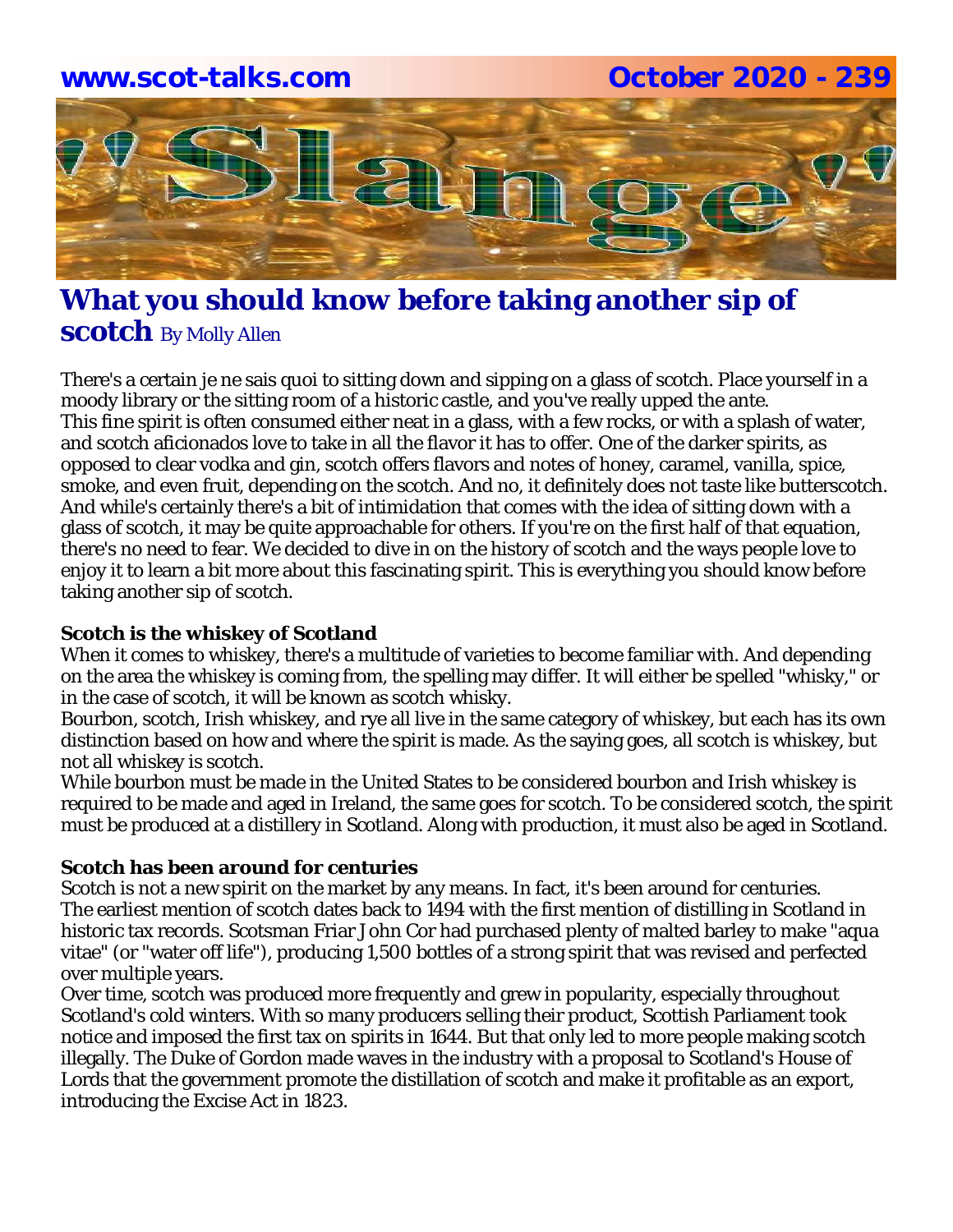# What you should know before taking another sip of scotch

By Molly Allen

There's a certain je ne sais quoi to sitting down and sipping on a glass of scotch. Place yourself in a moody library or the sitting room of a historic castle, and you've really upped the ante.
This fine spirit is often consumed either neat in a glass, with a few rocks, or with a splash of water, and scotch aficionados love to take in all the flavor it has to offer. One of the darker spirits, as opposed to clear vodka and gin, scotch offers flavors and notes of honey, caramel, vanilla, spice, smoke, and even fruit, depending on the scotch. And no, it definitely does not taste like butterscotch.
And while's certainly there's a bit of intimidation that comes with the idea of sitting down with a glass of scotch, it may be quite approachable for others. If you're on the first half of that equation, there's no need to fear. We decided to dive in on the history of scotch and the ways people love to enjoy it to learn a bit more about this fascinating spirit. This is everything you should know before taking another sip of scotch.

**Scotch is the whiskey of Scotland**

When it comes to whiskey, there's a multitude of varieties to become familiar with. And depending on the area the whiskey is coming from, the spelling may differ. It will either be spelled "whisky," or in the case of scotch, it will be known as scotch whisky.
Bourbon, scotch, Irish whiskey, and rye all live in the same category of whiskey, but each has its own distinction based on how and where the spirit is made. As the saying goes, all scotch is whiskey, but not all whiskey is scotch.
While bourbon must be made in the United States to be considered bourbon and Irish whiskey is required to be made and aged in Ireland, the same goes for scotch. To be considered scotch, the spirit must be produced at a distillery in Scotland. Along with production, it must also be aged in Scotland.

**Scotch has been around for centuries**

Scotch is not a new spirit on the market by any means. In fact, it's been around for centuries.
The earliest mention of scotch dates back to 1494 with the first mention of distilling in Scotland in historic tax records. Scotsman Friar John Cor had purchased plenty of malted barley to make "aqua vitae" (or "water off life"), producing 1,500 bottles of a strong spirit that was revised and perfected over multiple years.
Over time, scotch was produced more frequently and grew in popularity, especially throughout Scotland's cold winters. With so many producers selling their product, Scottish Parliament took notice and imposed the first tax on spirits in 1644. But that only led to more people making scotch illegally. The Duke of Gordon made waves in the industry with a proposal to Scotland's House of Lords that the government promote the distillation of scotch and make it profitable as an export, introducing the Excise Act in 1823.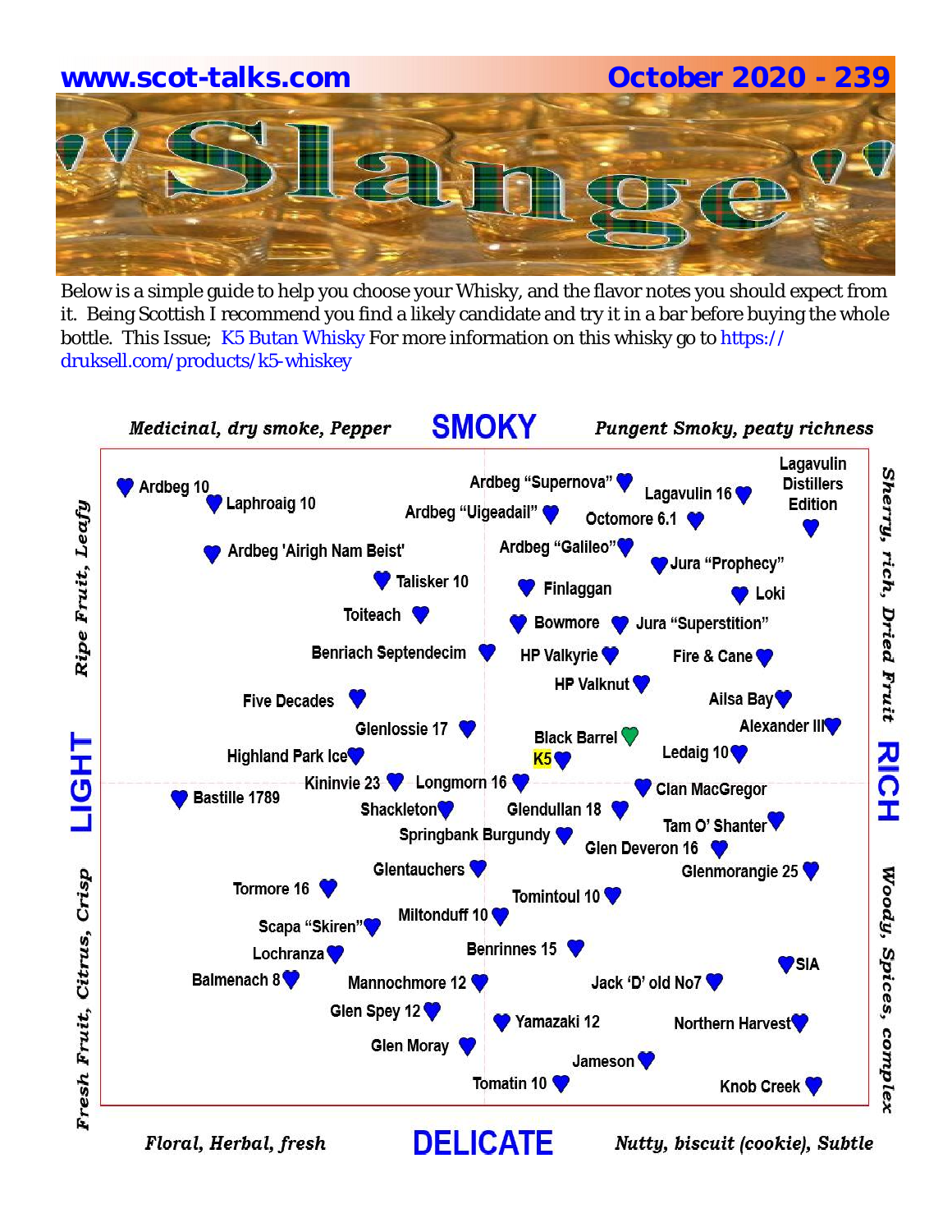www.scot-talks.com

October 2020 - 239

# "Slange"

Below is a simple guide to help you choose your Whisky, and the flavor notes you should expect from it. Being Scottish I recommend you find a likely candidate and try it in a bar before buying the whole bottle. This Issue; K5 Butan Whisky For more information on this whisky go to https://druksell.com/products/k5-whiskey

*Medicinal, dry smoke, Pepper* — **SMOKY** — *Pungent Smoky, peaty richness*

*Ripe Fruit, Leafy* — **LIGHT** — *Fresh Fruit, Citrus, Crisp*

*Sherry, rich, Dried Fruit* — **RICH** — *Woody, Spices, complex*

*Floral, Herbal, fresh* — **DELICATE** — *Nutty, biscuit (cookie), Subtle*

Ardbeg 10
Laphroaig 10
Ardbeg "Supernova"
Lagavulin 16
Lagavulin Distillers Edition
Ardbeg "Uigeadail"
Octomore 6.1
Ardbeg 'Airigh Nam Beist'
Ardbeg "Galileo"
Jura "Prophecy"
Talisker 10
Finlaggan
Loki
Toiteach
Bowmore
Jura "Superstition"
Benriach Septendecim
HP Valkyrie
Fire & Cane
HP Valknut
Five Decades
Ailsa Bay
Glenlossie 17
Black Barrel
Alexander III
Highland Park Ice
K5
Ledaig 10
Kininvie 23
Longmorn 16
Clan MacGregor
Bastille 1789
Shackleton
Glendullan 18
Tam O' Shanter
Springbank Burgundy
Glen Deveron 16
Glentauchers
Glenmorangie 25
Tormore 16
Tomintoul 10
Miltonduff 10
Scapa "Skiren"
Benrinnes 15
Lochranza
SIA
Balmenach 8
Mannochmore 12
Jack 'D' old No7
Glen Spey 12
Yamazaki 12
Northern Harvest
Glen Moray
Jameson
Tomatin 10
Knob Creek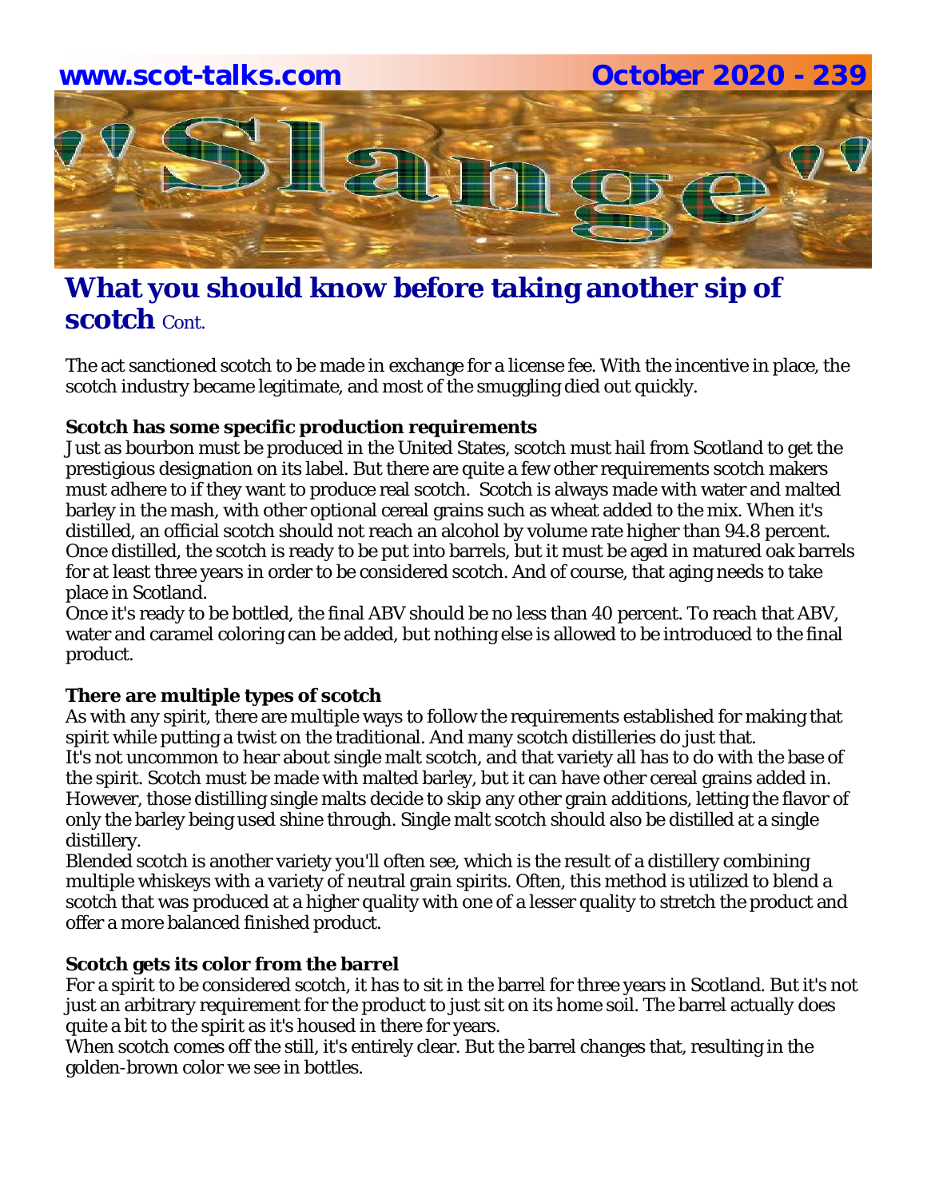# What you should know before taking another sip of scotch Cont.

The act sanctioned scotch to be made in exchange for a license fee. With the incentive in place, the scotch industry became legitimate, and most of the smuggling died out quickly.

**Scotch has some specific production requirements**

Just as bourbon must be produced in the United States, scotch must hail from Scotland to get the prestigious designation on its label. But there are quite a few other requirements scotch makers must adhere to if they want to produce real scotch. Scotch is always made with water and malted barley in the mash, with other optional cereal grains such as wheat added to the mix. When it's distilled, an official scotch should not reach an alcohol by volume rate higher than 94.8 percent. Once distilled, the scotch is ready to be put into barrels, but it must be aged in matured oak barrels for at least three years in order to be considered scotch. And of course, that aging needs to take place in Scotland.

Once it's ready to be bottled, the final ABV should be no less than 40 percent. To reach that ABV, water and caramel coloring can be added, but nothing else is allowed to be introduced to the final product.

**There are multiple types of scotch**

As with any spirit, there are multiple ways to follow the requirements established for making that spirit while putting a twist on the traditional. And many scotch distilleries do just that.

It's not uncommon to hear about single malt scotch, and that variety all has to do with the base of the spirit. Scotch must be made with malted barley, but it can have other cereal grains added in. However, those distilling single malts decide to skip any other grain additions, letting the flavor of only the barley being used shine through. Single malt scotch should also be distilled at a single distillery.

Blended scotch is another variety you'll often see, which is the result of a distillery combining multiple whiskeys with a variety of neutral grain spirits. Often, this method is utilized to blend a scotch that was produced at a higher quality with one of a lesser quality to stretch the product and offer a more balanced finished product.

**Scotch gets its color from the barrel**

For a spirit to be considered scotch, it has to sit in the barrel for three years in Scotland. But it's not just an arbitrary requirement for the product to just sit on its home soil. The barrel actually does quite a bit to the spirit as it's housed in there for years.

When scotch comes off the still, it's entirely clear. But the barrel changes that, resulting in the golden-brown color we see in bottles.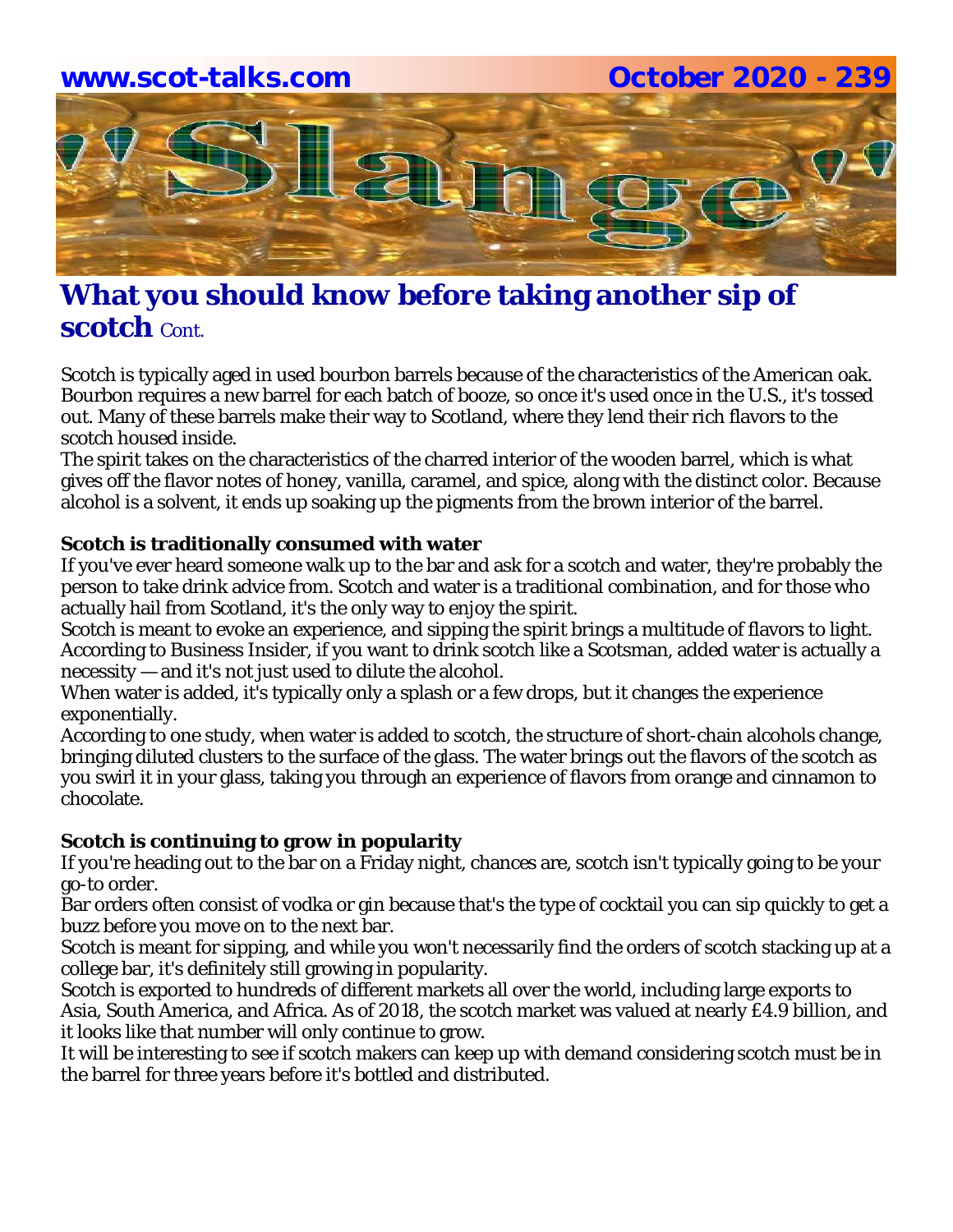# What you should know before taking another sip of scotch Cont.

Scotch is typically aged in used bourbon barrels because of the characteristics of the American oak. Bourbon requires a new barrel for each batch of booze, so once it's used once in the U.S., it's tossed out. Many of these barrels make their way to Scotland, where they lend their rich flavors to the scotch housed inside.
The spirit takes on the characteristics of the charred interior of the wooden barrel, which is what gives off the flavor notes of honey, vanilla, caramel, and spice, along with the distinct color. Because alcohol is a solvent, it ends up soaking up the pigments from the brown interior of the barrel.

**Scotch is traditionally consumed with water**

If you've ever heard someone walk up to the bar and ask for a scotch and water, they're probably the person to take drink advice from. Scotch and water is a traditional combination, and for those who actually hail from Scotland, it's the only way to enjoy the spirit.
Scotch is meant to evoke an experience, and sipping the spirit brings a multitude of flavors to light. According to Business Insider, if you want to drink scotch like a Scotsman, added water is actually a necessity — and it's not just used to dilute the alcohol.
When water is added, it's typically only a splash or a few drops, but it changes the experience exponentially.
According to one study, when water is added to scotch, the structure of short-chain alcohols change, bringing diluted clusters to the surface of the glass. The water brings out the flavors of the scotch as you swirl it in your glass, taking you through an experience of flavors from orange and cinnamon to chocolate.

**Scotch is continuing to grow in popularity**

If you're heading out to the bar on a Friday night, chances are, scotch isn't typically going to be your go-to order.
Bar orders often consist of vodka or gin because that's the type of cocktail you can sip quickly to get a buzz before you move on to the next bar.
Scotch is meant for sipping, and while you won't necessarily find the orders of scotch stacking up at a college bar, it's definitely still growing in popularity.
Scotch is exported to hundreds of different markets all over the world, including large exports to Asia, South America, and Africa. As of 2018, the scotch market was valued at nearly £4.9 billion, and it looks like that number will only continue to grow.
It will be interesting to see if scotch makers can keep up with demand considering scotch must be in the barrel for three years before it's bottled and distributed.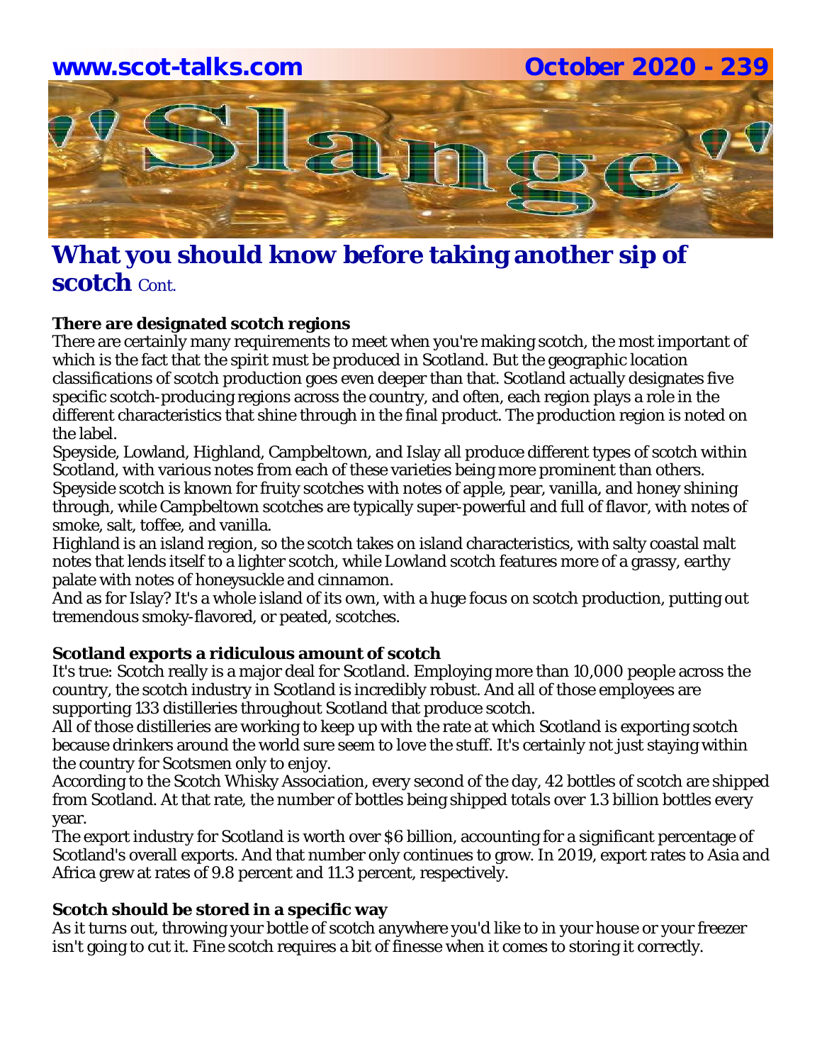# What you should know before taking another sip of scotch Cont.

**There are designated scotch regions**

There are certainly many requirements to meet when you're making scotch, the most important of which is the fact that the spirit must be produced in Scotland. But the geographic location classifications of scotch production goes even deeper than that. Scotland actually designates five specific scotch-producing regions across the country, and often, each region plays a role in the different characteristics that shine through in the final product. The production region is noted on the label.

Speyside, Lowland, Highland, Campbeltown, and Islay all produce different types of scotch within Scotland, with various notes from each of these varieties being more prominent than others. Speyside scotch is known for fruity scotches with notes of apple, pear, vanilla, and honey shining through, while Campbeltown scotches are typically super-powerful and full of flavor, with notes of smoke, salt, toffee, and vanilla.

Highland is an island region, so the scotch takes on island characteristics, with salty coastal malt notes that lends itself to a lighter scotch, while Lowland scotch features more of a grassy, earthy palate with notes of honeysuckle and cinnamon.

And as for Islay? It's a whole island of its own, with a huge focus on scotch production, putting out tremendous smoky-flavored, or peated, scotches.

**Scotland exports a ridiculous amount of scotch**

It's true: Scotch really is a major deal for Scotland. Employing more than 10,000 people across the country, the scotch industry in Scotland is incredibly robust. And all of those employees are supporting 133 distilleries throughout Scotland that produce scotch.

All of those distilleries are working to keep up with the rate at which Scotland is exporting scotch because drinkers around the world sure seem to love the stuff. It's certainly not just staying within the country for Scotsmen only to enjoy.

According to the Scotch Whisky Association, every second of the day, 42 bottles of scotch are shipped from Scotland. At that rate, the number of bottles being shipped totals over 1.3 billion bottles every year.

The export industry for Scotland is worth over $6 billion, accounting for a significant percentage of Scotland's overall exports. And that number only continues to grow. In 2019, export rates to Asia and Africa grew at rates of 9.8 percent and 11.3 percent, respectively.

**Scotch should be stored in a specific way**

As it turns out, throwing your bottle of scotch anywhere you'd like to in your house or your freezer isn't going to cut it. Fine scotch requires a bit of finesse when it comes to storing it correctly.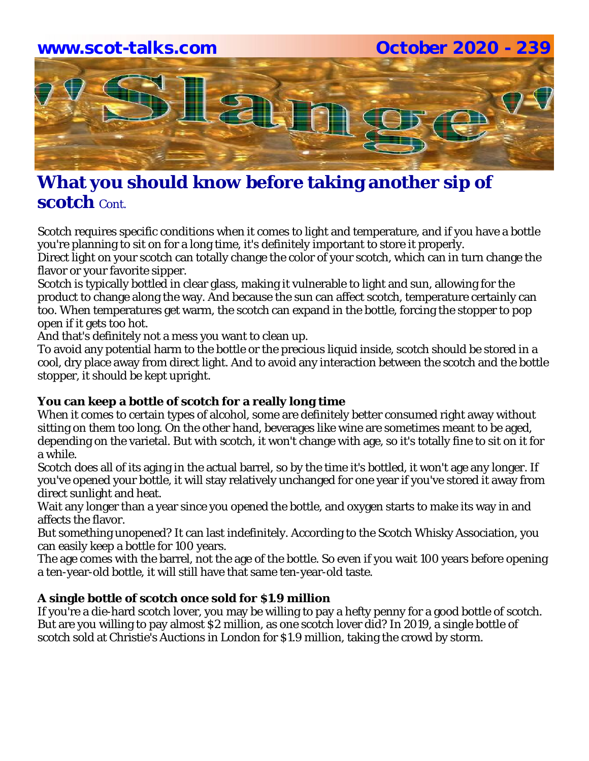## What you should know before taking another sip of scotch Cont.

Scotch requires specific conditions when it comes to light and temperature, and if you have a bottle you're planning to sit on for a long time, it's definitely important to store it properly.
Direct light on your scotch can totally change the color of your scotch, which can in turn change the flavor or your favorite sipper.
Scotch is typically bottled in clear glass, making it vulnerable to light and sun, allowing for the product to change along the way. And because the sun can affect scotch, temperature certainly can too. When temperatures get warm, the scotch can expand in the bottle, forcing the stopper to pop open if it gets too hot.
And that's definitely not a mess you want to clean up.
To avoid any potential harm to the bottle or the precious liquid inside, scotch should be stored in a cool, dry place away from direct light. And to avoid any interaction between the scotch and the bottle stopper, it should be kept upright.

**You can keep a bottle of scotch for a really long time**

When it comes to certain types of alcohol, some are definitely better consumed right away without sitting on them too long. On the other hand, beverages like wine are sometimes meant to be aged, depending on the varietal. But with scotch, it won't change with age, so it's totally fine to sit on it for a while.
Scotch does all of its aging in the actual barrel, so by the time it's bottled, it won't age any longer. If you've opened your bottle, it will stay relatively unchanged for one year if you've stored it away from direct sunlight and heat.
Wait any longer than a year since you opened the bottle, and oxygen starts to make its way in and affects the flavor.
But something unopened? It can last indefinitely. According to the Scotch Whisky Association, you can easily keep a bottle for 100 years.
The age comes with the barrel, not the age of the bottle. So even if you wait 100 years before opening a ten-year-old bottle, it will still have that same ten-year-old taste.

**A single bottle of scotch once sold for $1.9 million**

If you're a die-hard scotch lover, you may be willing to pay a hefty penny for a good bottle of scotch. But are you willing to pay almost $2 million, as one scotch lover did? In 2019, a single bottle of scotch sold at Christie's Auctions in London for $1.9 million, taking the crowd by storm.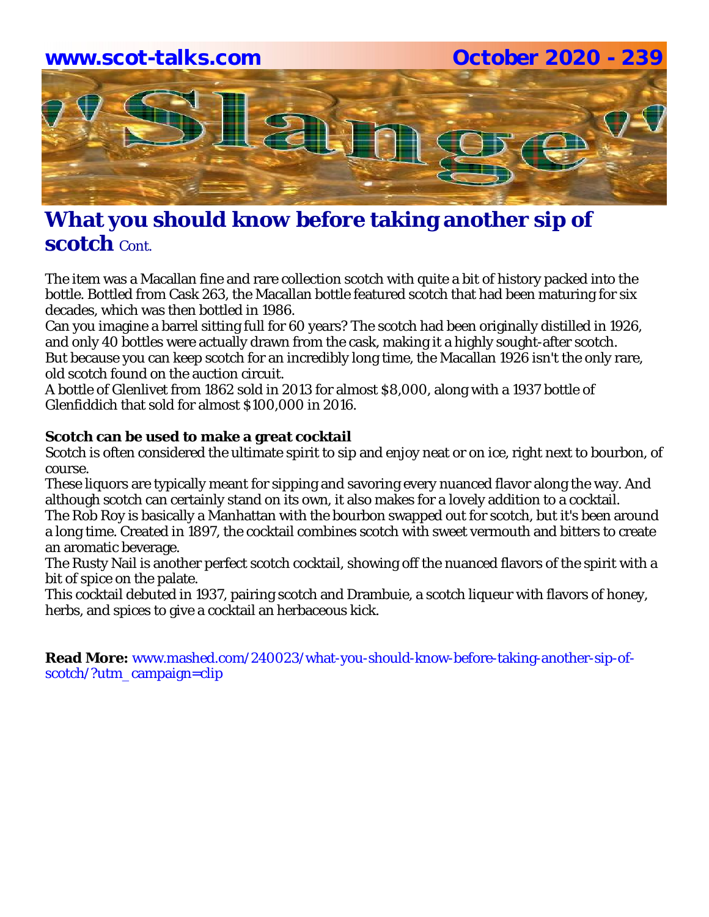# What you should know before taking another sip of scotch Cont.

The item was a Macallan fine and rare collection scotch with quite a bit of history packed into the bottle. Bottled from Cask 263, the Macallan bottle featured scotch that had been maturing for six decades, which was then bottled in 1986.

Can you imagine a barrel sitting full for 60 years? The scotch had been originally distilled in 1926, and only 40 bottles were actually drawn from the cask, making it a highly sought-after scotch.

But because you can keep scotch for an incredibly long time, the Macallan 1926 isn't the only rare, old scotch found on the auction circuit.

A bottle of Glenlivet from 1862 sold in 2013 for almost $8,000, along with a 1937 bottle of Glenfiddich that sold for almost $100,000 in 2016.

**Scotch can be used to make a great cocktail**

Scotch is often considered the ultimate spirit to sip and enjoy neat or on ice, right next to bourbon, of course.

These liquors are typically meant for sipping and savoring every nuanced flavor along the way. And although scotch can certainly stand on its own, it also makes for a lovely addition to a cocktail.

The Rob Roy is basically a Manhattan with the bourbon swapped out for scotch, but it's been around a long time. Created in 1897, the cocktail combines scotch with sweet vermouth and bitters to create an aromatic beverage.

The Rusty Nail is another perfect scotch cocktail, showing off the nuanced flavors of the spirit with a bit of spice on the palate.

This cocktail debuted in 1937, pairing scotch and Drambuie, a scotch liqueur with flavors of honey, herbs, and spices to give a cocktail an herbaceous kick.

**Read More:** www.mashed.com/240023/what-you-should-know-before-taking-another-sip-of-scotch/?utm_campaign=clip